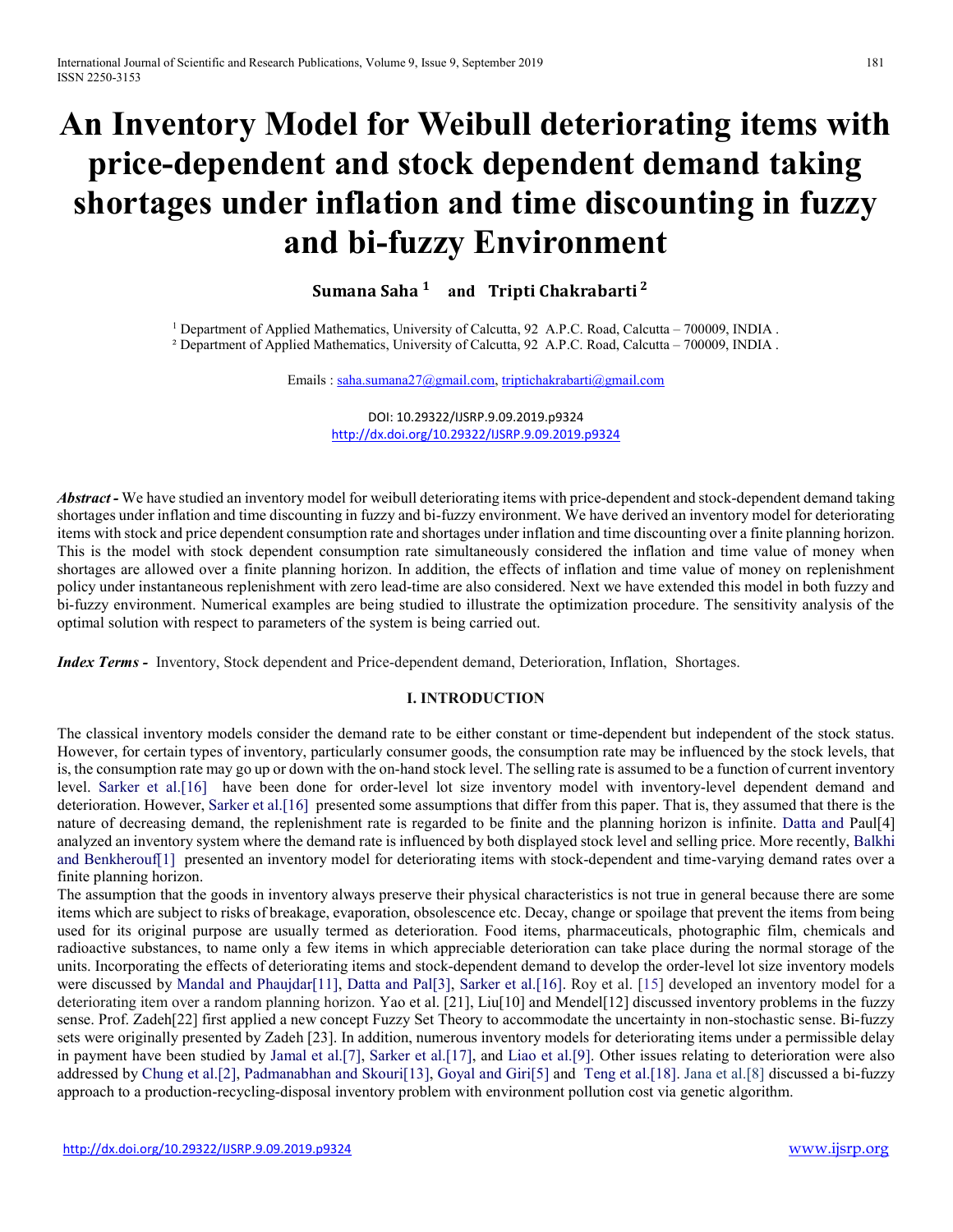# An Inventory Model for Weibull deteriorating items with price-dependent and stock dependent demand taking shortages under inflation and time discounting in fuzzy and bi-fuzzy Environment

**Sumana Saha [1] and Tripti Chakrabarti [2]**

[1] Department of Applied Mathematics, University of Calcutta, 92 A.P.C. Road, Calcutta – 700009, INDIA .
[2] Department of Applied Mathematics, University of Calcutta, 92 A.P.C. Road, Calcutta – 700009, INDIA .

Emails : saha.sumana27@gmail.com, triptichakrabarti@gmail.com

DOI: 10.29322/IJSRP.9.09.2019.p9324
http://dx.doi.org/10.29322/IJSRP.9.09.2019.p9324

***Abstract -*** We have studied an inventory model for weibull deteriorating items with price-dependent and stock-dependent demand taking shortages under inflation and time discounting in fuzzy and bi-fuzzy environment. We have derived an inventory model for deteriorating items with stock and price dependent consumption rate and shortages under inflation and time discounting over a finite planning horizon. This is the model with stock dependent consumption rate simultaneously considered the inflation and time value of money when shortages are allowed over a finite planning horizon. In addition, the effects of inflation and time value of money on replenishment policy under instantaneous replenishment with zero lead-time are also considered. Next we have extended this model in both fuzzy and bi-fuzzy environment. Numerical examples are being studied to illustrate the optimization procedure. The sensitivity analysis of the optimal solution with respect to parameters of the system is being carried out.

***Index Terms -*** Inventory, Stock dependent and Price-dependent demand, Deterioration, Inflation, Shortages.

## I. INTRODUCTION

The classical inventory models consider the demand rate to be either constant or time-dependent but independent of the stock status. However, for certain types of inventory, particularly consumer goods, the consumption rate may be influenced by the stock levels, that is, the consumption rate may go up or down with the on-hand stock level. The selling rate is assumed to be a function of current inventory level. Sarker et al.[16] have been done for order-level lot size inventory model with inventory-level dependent demand and deterioration. However, Sarker et al.[16] presented some assumptions that differ from this paper. That is, they assumed that there is the nature of decreasing demand, the replenishment rate is regarded to be finite and the planning horizon is infinite. Datta and Paul[4] analyzed an inventory system where the demand rate is influenced by both displayed stock level and selling price. More recently, Balkhi and Benkherouf[1] presented an inventory model for deteriorating items with stock-dependent and time-varying demand rates over a finite planning horizon.

The assumption that the goods in inventory always preserve their physical characteristics is not true in general because there are some items which are subject to risks of breakage, evaporation, obsolescence etc. Decay, change or spoilage that prevent the items from being used for its original purpose are usually termed as deterioration. Food items, pharmaceuticals, photographic film, chemicals and radioactive substances, to name only a few items in which appreciable deterioration can take place during the normal storage of the units. Incorporating the effects of deteriorating items and stock-dependent demand to develop the order-level lot size inventory models were discussed by Mandal and Phaujdar[11], Datta and Pal[3], Sarker et al.[16]. Roy et al. [15] developed an inventory model for a deteriorating item over a random planning horizon. Yao et al. [21], Liu[10] and Mendel[12] discussed inventory problems in the fuzzy sense. Prof. Zadeh[22] first applied a new concept Fuzzy Set Theory to accommodate the uncertainty in non-stochastic sense. Bi-fuzzy sets were originally presented by Zadeh [23]. In addition, numerous inventory models for deteriorating items under a permissible delay in payment have been studied by Jamal et al.[7], Sarker et al.[17], and Liao et al.[9]. Other issues relating to deterioration were also addressed by Chung et al.[2], Padmanabhan and Skouri[13], Goyal and Giri[5] and Teng et al.[18]. Jana et al.[8] discussed a bi-fuzzy approach to a production-recycling-disposal inventory problem with environment pollution cost via genetic algorithm.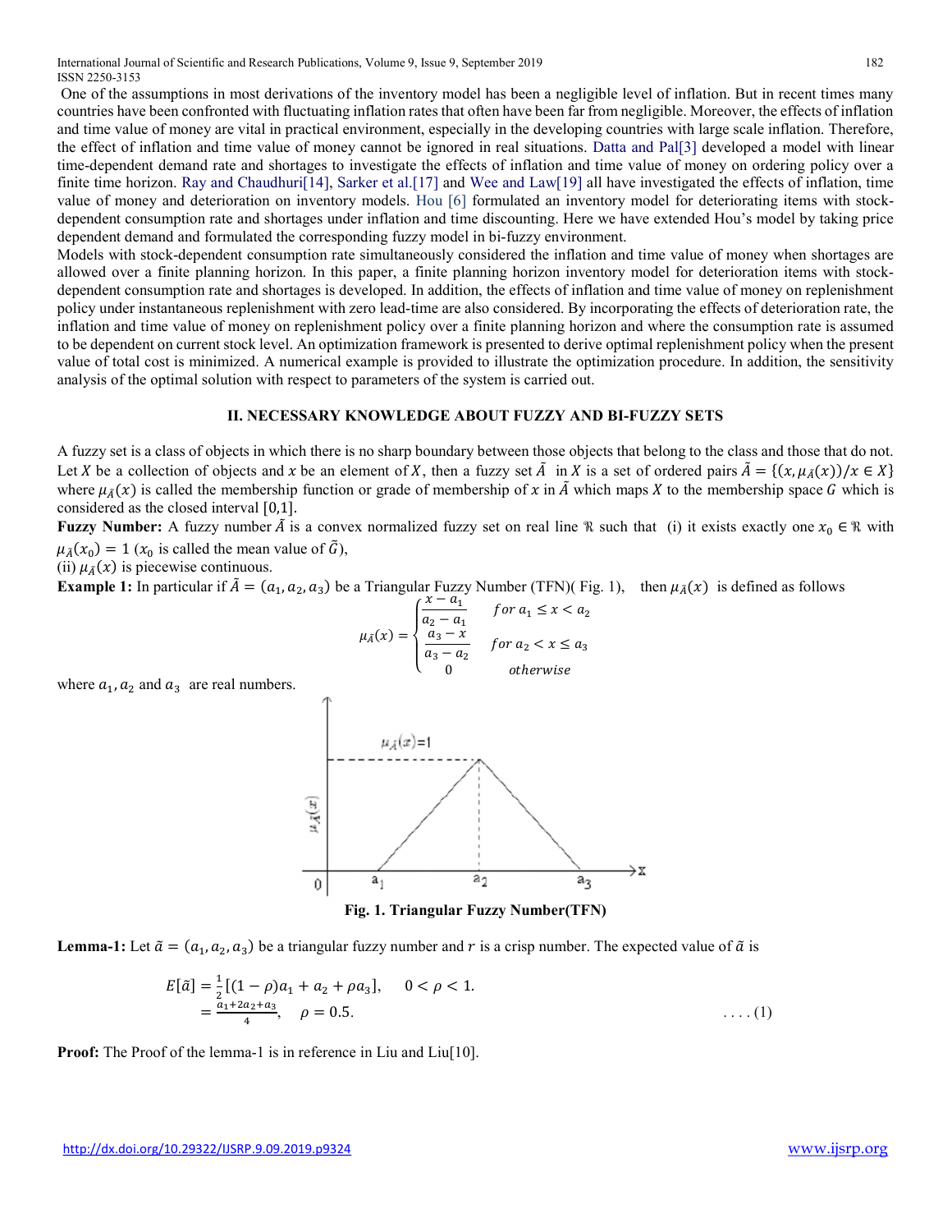One of the assumptions in most derivations of the inventory model has been a negligible level of inflation. But in recent times many countries have been confronted with fluctuating inflation rates that often have been far from negligible. Moreover, the effects of inflation and time value of money are vital in practical environment, especially in the developing countries with large scale inflation. Therefore, the effect of inflation and time value of money cannot be ignored in real situations. Datta and Pal[3] developed a model with linear time-dependent demand rate and shortages to investigate the effects of inflation and time value of money on ordering policy over a finite time horizon. Ray and Chaudhuri[14], Sarker et al.[17] and Wee and Law[19] all have investigated the effects of inflation, time value of money and deterioration on inventory models. Hou [6] formulated an inventory model for deteriorating items with stock-dependent consumption rate and shortages under inflation and time discounting. Here we have extended Hou's model by taking price dependent demand and formulated the corresponding fuzzy model in bi-fuzzy environment.

Models with stock-dependent consumption rate simultaneously considered the inflation and time value of money when shortages are allowed over a finite planning horizon. In this paper, a finite planning horizon inventory model for deterioration items with stock-dependent consumption rate and shortages is developed. In addition, the effects of inflation and time value of money on replenishment policy under instantaneous replenishment with zero lead-time are also considered. By incorporating the effects of deterioration rate, the inflation and time value of money on replenishment policy over a finite planning horizon and where the consumption rate is assumed to be dependent on current stock level. An optimization framework is presented to derive optimal replenishment policy when the present value of total cost is minimized. A numerical example is provided to illustrate the optimization procedure. In addition, the sensitivity analysis of the optimal solution with respect to parameters of the system is carried out.

## II. NECESSARY KNOWLEDGE ABOUT FUZZY AND BI-FUZZY SETS

A fuzzy set is a class of objects in which there is no sharp boundary between those objects that belong to the class and those that do not. Let $X$ be a collection of objects and $x$ be an element of $X$, then a fuzzy set $\tilde{A}$ in $X$ is a set of ordered pairs $\tilde{A} = \{(x, \mu_{\tilde{A}}(x))/x \in X\}$ where $\mu_{\tilde{A}}(x)$ is called the membership function or grade of membership of $x$ in $\tilde{A}$ which maps $X$ to the membership space $G$ which is considered as the closed interval $[0,1]$.

**Fuzzy Number:** A fuzzy number $\tilde{A}$ is a convex normalized fuzzy set on real line $\Re$ such that (i) it exists exactly one $x_0 \in \Re$ with $\mu_{\tilde{A}}(x_0) = 1$ ($x_0$ is called the mean value of $\tilde{G}$),

(ii) $\mu_{\tilde{A}}(x)$ is piecewise continuous.

**Example 1:** In particular if $\tilde{A} = (a_1, a_2, a_3)$ be a Triangular Fuzzy Number (TFN)( Fig. 1), then $\mu_{\tilde{A}}(x)$ is defined as follows

$$\mu_{\tilde{A}}(x) = \begin{cases} \dfrac{x - a_1}{a_2 - a_1} & for\ a_1 \leq x < a_2 \\ \dfrac{a_3 - x}{a_3 - a_2} & for\ a_2 < x \leq a_3 \\ 0 & otherwise \end{cases}$$

where $a_1, a_2$ and $a_3$ are real numbers.

**Fig. 1. Triangular Fuzzy Number(TFN)**

**Lemma-1:** Let $\tilde{a} = (a_1, a_2, a_3)$ be a triangular fuzzy number and $r$ is a crisp number. The expected value of $\tilde{a}$ is

$$E[\tilde{a}] = \frac{1}{2}[(1-\rho)a_1 + a_2 + \rho a_3], \quad 0 < \rho < 1.$$
$$= \frac{a_1 + 2a_2 + a_3}{4}, \quad \rho = 0.5. \qquad \ldots (1)$$

**Proof:** The Proof of the lemma-1 is in reference in Liu and Liu[10].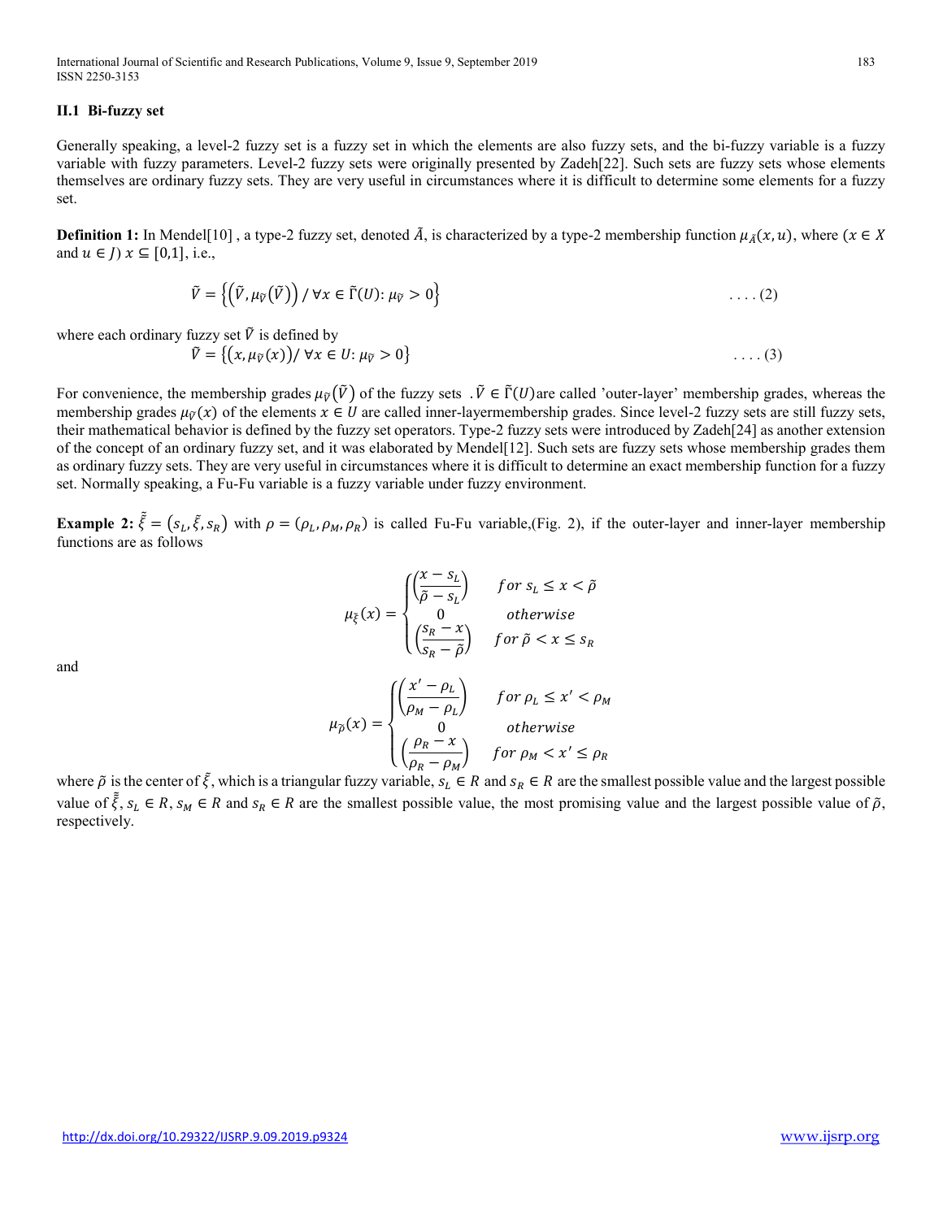### II.1 Bi-fuzzy set

Generally speaking, a level-2 fuzzy set is a fuzzy set in which the elements are also fuzzy sets, and the bi-fuzzy variable is a fuzzy variable with fuzzy parameters. Level-2 fuzzy sets were originally presented by Zadeh[22]. Such sets are fuzzy sets whose elements themselves are ordinary fuzzy sets. They are very useful in circumstances where it is difficult to determine some elements for a fuzzy set.

**Definition 1:** In Mendel[10] , a type-2 fuzzy set, denoted $\tilde{A}$, is characterized by a type-2 membership function $\mu_{\tilde{A}}(x,u)$, where ($x \in X$ and $u \in J$) $x \subseteq [0,1]$, i.e.,

$$\tilde{V} = \left\{ \left( \tilde{V}, \mu_{\tilde{V}}(\tilde{V}) \right) / \; \forall x \in \tilde{\Gamma}(U) \colon \mu_{\tilde{V}} > 0 \right\} \qquad \text{....(2)}$$

where each ordinary fuzzy set $\tilde{V}$ is defined by

$$\tilde{V} = \left\{ \left( x, \mu_{\tilde{V}}(x) \right) / \; \forall x \in U \colon \mu_{\tilde{V}} > 0 \right\} \qquad \text{....(3)}$$

For convenience, the membership grades $\mu_{\tilde{V}}(\tilde{V})$ of the fuzzy sets $.\tilde{V} \in \tilde{\Gamma}(U)$are called 'outer-layer' membership grades, whereas the membership grades $\mu_{\tilde{V}}(x)$ of the elements $x \in U$ are called inner-layermembership grades. Since level-2 fuzzy sets are still fuzzy sets, their mathematical behavior is defined by the fuzzy set operators. Type-2 fuzzy sets were introduced by Zadeh[24] as another extension of the concept of an ordinary fuzzy set, and it was elaborated by Mendel[12]. Such sets are fuzzy sets whose membership grades them as ordinary fuzzy sets. They are very useful in circumstances where it is difficult to determine an exact membership function for a fuzzy set. Normally speaking, a Fu-Fu variable is a fuzzy variable under fuzzy environment.

**Example 2:** $\tilde{\tilde{\xi}} = (s_L, \tilde{\xi}, s_R)$ with $\rho = (\rho_L, \rho_M, \rho_R)$ is called Fu-Fu variable,(Fig. 2), if the outer-layer and inner-layer membership functions are as follows

$$\mu_{\tilde{\xi}}(x) = \begin{cases} \left( \dfrac{x - s_L}{\tilde{\rho} - s_L} \right) & for \; s_L \leq x < \tilde{\rho} \\ 0 & otherwise \\ \left( \dfrac{s_R - x}{s_R - \tilde{\rho}} \right) & for \; \tilde{\rho} < x \leq s_R \end{cases}$$

and

$$\mu_{\tilde{\rho}}(x) = \begin{cases} \left( \dfrac{x' - \rho_L}{\rho_M - \rho_L} \right) & for \; \rho_L \leq x' < \rho_M \\ 0 & otherwise \\ \left( \dfrac{\rho_R - x}{\rho_R - \rho_M} \right) & for \; \rho_M < x' \leq \rho_R \end{cases}$$

where $\tilde{\rho}$ is the center of $\tilde{\xi}$, which is a triangular fuzzy variable, $s_L \in R$ and $s_R \in R$ are the smallest possible value and the largest possible value of $\tilde{\tilde{\xi}}$, $s_L \in R$, $s_M \in R$ and $s_R \in R$ are the smallest possible value, the most promising value and the largest possible value of $\tilde{\rho}$, respectively.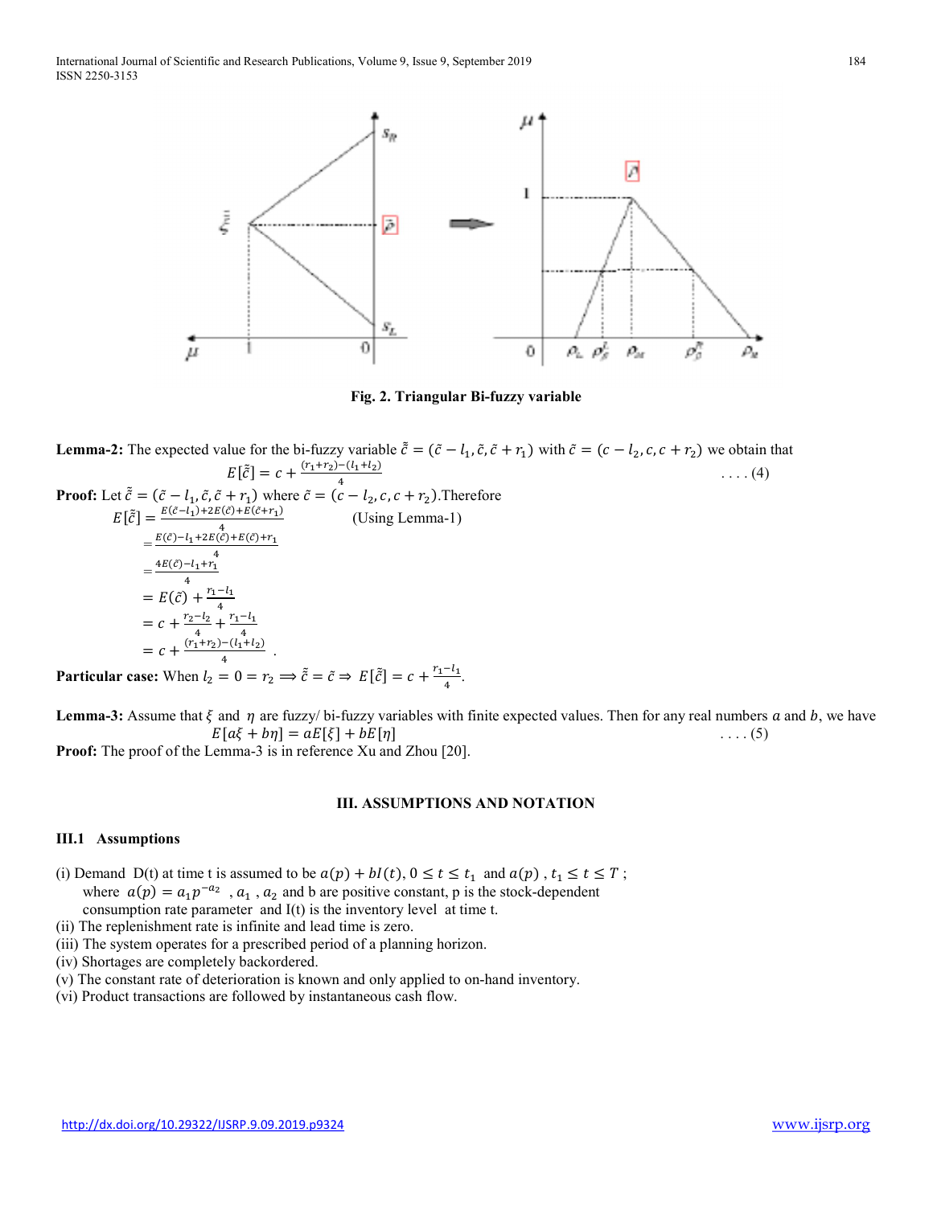Fig. 2. Triangular Bi-fuzzy variable

**Lemma-2:** The expected value for the bi-fuzzy variable $\tilde{\tilde{c}} = (\tilde{c} - l_1, \tilde{c}, \tilde{c} + r_1)$ with $\tilde{c} = (c - l_2, c, c + r_2)$ we obtain that

$$E[\tilde{\tilde{c}}] = c + \frac{(r_1+r_2)-(l_1+l_2)}{4} \qquad \text{....(4)}$$

**Proof:** Let $\tilde{\tilde{c}} = (\tilde{c} - l_1, \tilde{c}, \tilde{c} + r_1)$ where $\tilde{c} = (c - l_2, c, c + r_2)$.Therefore

$$E[\tilde{\tilde{c}}] = \frac{E(\tilde{c}-l_1)+2E(\tilde{c})+E(\tilde{c}+r_1)}{4} \qquad \text{(Using Lemma-1)}$$

$$= \frac{E(\tilde{c})-l_1+2E(\tilde{c})+E(\tilde{c})+r_1}{4}$$

$$= \frac{4E(\tilde{c})-l_1+r_1}{4}$$

$$= E(\tilde{c}) + \frac{r_1-l_1}{4}$$

$$= c + \frac{r_2-l_2}{4} + \frac{r_1-l_1}{4}$$

$$= c + \frac{(r_1+r_2)-(l_1+l_2)}{4}.$$

**Particular case:** When $l_2 = 0 = r_2 \Longrightarrow \tilde{\tilde{c}} = \tilde{c} \Rightarrow E[\tilde{\tilde{c}}] = c + \frac{r_1-l_1}{4}$.

**Lemma-3:** Assume that $\xi$ and $\eta$ are fuzzy/ bi-fuzzy variables with finite expected values. Then for any real numbers $a$ and $b$, we have

$$E[a\xi + b\eta] = aE[\xi] + bE[\eta] \qquad \text{....(5)}$$

**Proof:** The proof of the Lemma-3 is in reference Xu and Zhou [20].

## III. ASSUMPTIONS AND NOTATION

### III.1 Assumptions

(i) Demand D(t) at time t is assumed to be $a(p) + bI(t), 0 \le t \le t_1$ and $a(p)$ , $t_1 \le t \le T$ ;
where $a(p) = a_1 p^{-a_2}$ , $a_1$ , $a_2$ and b are positive constant, p is the stock-dependent consumption rate parameter and I(t) is the inventory level at time t.
(ii) The replenishment rate is infinite and lead time is zero.
(iii) The system operates for a prescribed period of a planning horizon.
(iv) Shortages are completely backordered.
(v) The constant rate of deterioration is known and only applied to on-hand inventory.
(vi) Product transactions are followed by instantaneous cash flow.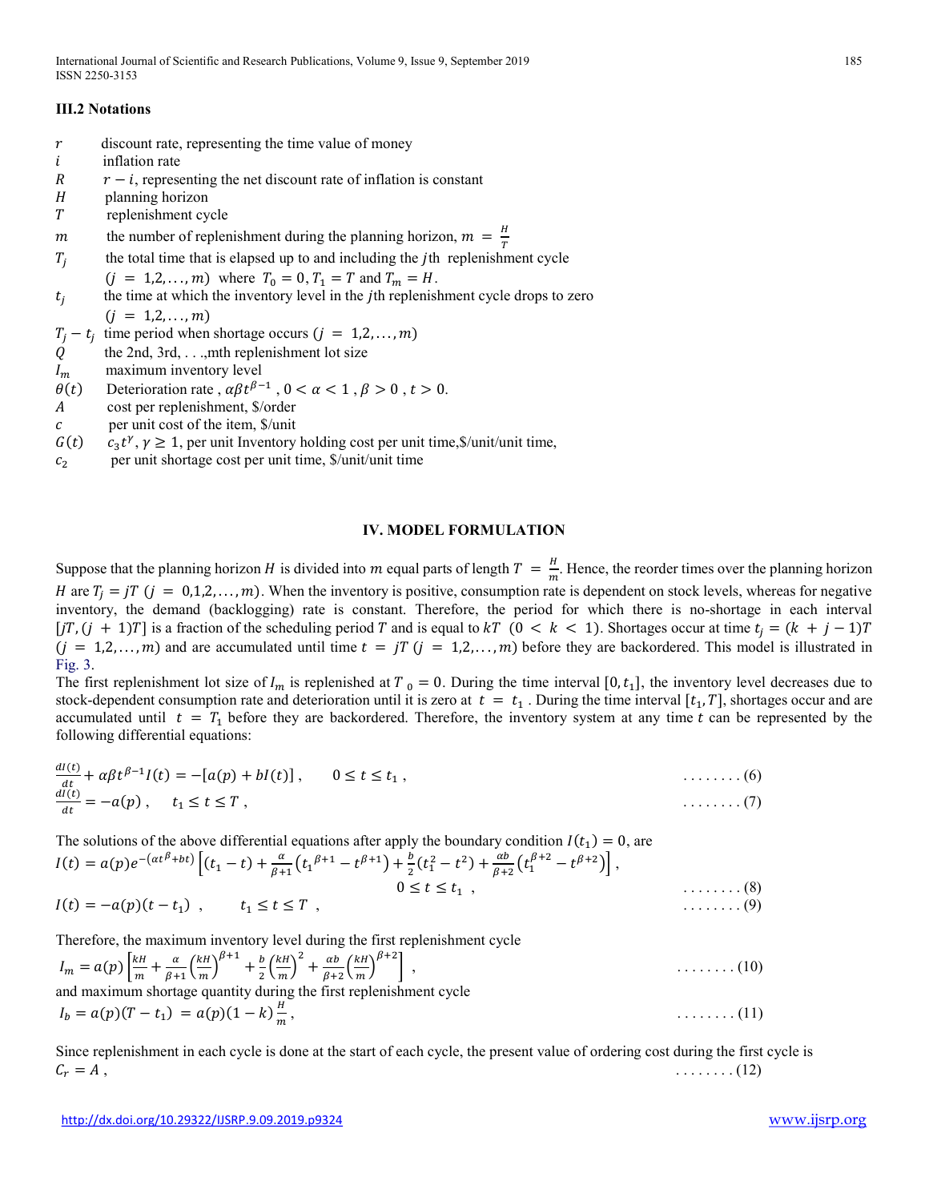### III.2 Notations

$r$ discount rate, representing the time value of money

$i$ inflation rate

$R$ $r - i$, representing the net discount rate of inflation is constant

$H$ planning horizon

$T$ replenishment cycle

$m$ the number of replenishment during the planning horizon, $m = \frac{H}{T}$

$T_j$ the total time that is elapsed up to and including the $j$th replenishment cycle $(j = 1,2,\ldots,m)$ where $T_0 = 0, T_1 = T$ and $T_m = H$.

$t_j$ the time at which the inventory level in the $j$th replenishment cycle drops to zero $(j = 1,2,\ldots,m)$

$T_j - t_j$ time period when shortage occurs $(j = 1,2,\ldots,m)$

$Q$ the 2nd, 3rd, . . .,mth replenishment lot size

$I_m$ maximum inventory level

$\theta(t)$ Deterioration rate , $\alpha\beta t^{\beta-1}$ , $0 < \alpha < 1$ , $\beta > 0$ , $t > 0$.

$A$ cost per replenishment, \$/order

$c$ per unit cost of the item, \$/unit

$G(t)$ $c_3 t^{\gamma}$, $\gamma \geq 1$, per unit Inventory holding cost per unit time,\$/unit/unit time,

$c_2$ per unit shortage cost per unit time, \$/unit/unit time

## IV. MODEL FORMULATION

Suppose that the planning horizon $H$ is divided into $m$ equal parts of length $T = \frac{H}{m}$. Hence, the reorder times over the planning horizon $H$ are $T_j = jT$ $(j = 0,1,2,\ldots,m)$. When the inventory is positive, consumption rate is dependent on stock levels, whereas for negative inventory, the demand (backlogging) rate is constant. Therefore, the period for which there is no-shortage in each interval $[jT, (j+1)T]$ is a fraction of the scheduling period $T$ and is equal to $kT$ $(0 < k < 1)$. Shortages occur at time $t_j = (k + j - 1)T$ $(j = 1,2,\ldots,m)$ and are accumulated until time $t = jT$ $(j = 1,2,\ldots,m)$ before they are backordered. This model is illustrated in Fig. 3.

The first replenishment lot size of $I_m$ is replenished at $T_0 = 0$. During the time interval $[0, t_1]$, the inventory level decreases due to stock-dependent consumption rate and deterioration until it is zero at $t = t_1$ . During the time interval $[t_1, T]$, shortages occur and are accumulated until $t = T_1$ before they are backordered. Therefore, the inventory system at any time $t$ can be represented by the following differential equations:

$$\frac{dI(t)}{dt} + \alpha\beta t^{\beta-1} I(t) = -[a(p) + bI(t)] , \qquad 0 \leq t \leq t_1 , \qquad \ldots\ldots\ldots(6)$$

$$\frac{dI(t)}{dt} = -a(p) , \qquad t_1 \leq t \leq T , \qquad \ldots\ldots\ldots(7)$$

The solutions of the above differential equations after apply the boundary condition $I(t_1) = 0$, are

$$I(t) = a(p)e^{-(\alpha t^{\beta} + bt)}\left[(t_1 - t) + \frac{\alpha}{\beta+1}\left(t_1^{\beta+1} - t^{\beta+1}\right) + \frac{b}{2}(t_1^2 - t^2) + \frac{\alpha b}{\beta+2}\left(t_1^{\beta+2} - t^{\beta+2}\right)\right],$$
$$0 \leq t \leq t_1 , \qquad \ldots\ldots\ldots(8)$$

$$I(t) = -a(p)(t - t_1) , \qquad t_1 \leq t \leq T , \qquad \ldots\ldots\ldots(9)$$

Therefore, the maximum inventory level during the first replenishment cycle

$$I_m = a(p)\left[\frac{kH}{m} + \frac{\alpha}{\beta+1}\left(\frac{kH}{m}\right)^{\beta+1} + \frac{b}{2}\left(\frac{kH}{m}\right)^2 + \frac{\alpha b}{\beta+2}\left(\frac{kH}{m}\right)^{\beta+2}\right] , \qquad \ldots\ldots\ldots(10)$$

and maximum shortage quantity during the first replenishment cycle

$$I_b = a(p)(T - t_1) = a(p)(1 - k)\frac{H}{m}, \qquad \ldots\ldots\ldots(11)$$

Since replenishment in each cycle is done at the start of each cycle, the present value of ordering cost during the first cycle is

$$C_r = A , \qquad \ldots\ldots\ldots(12)$$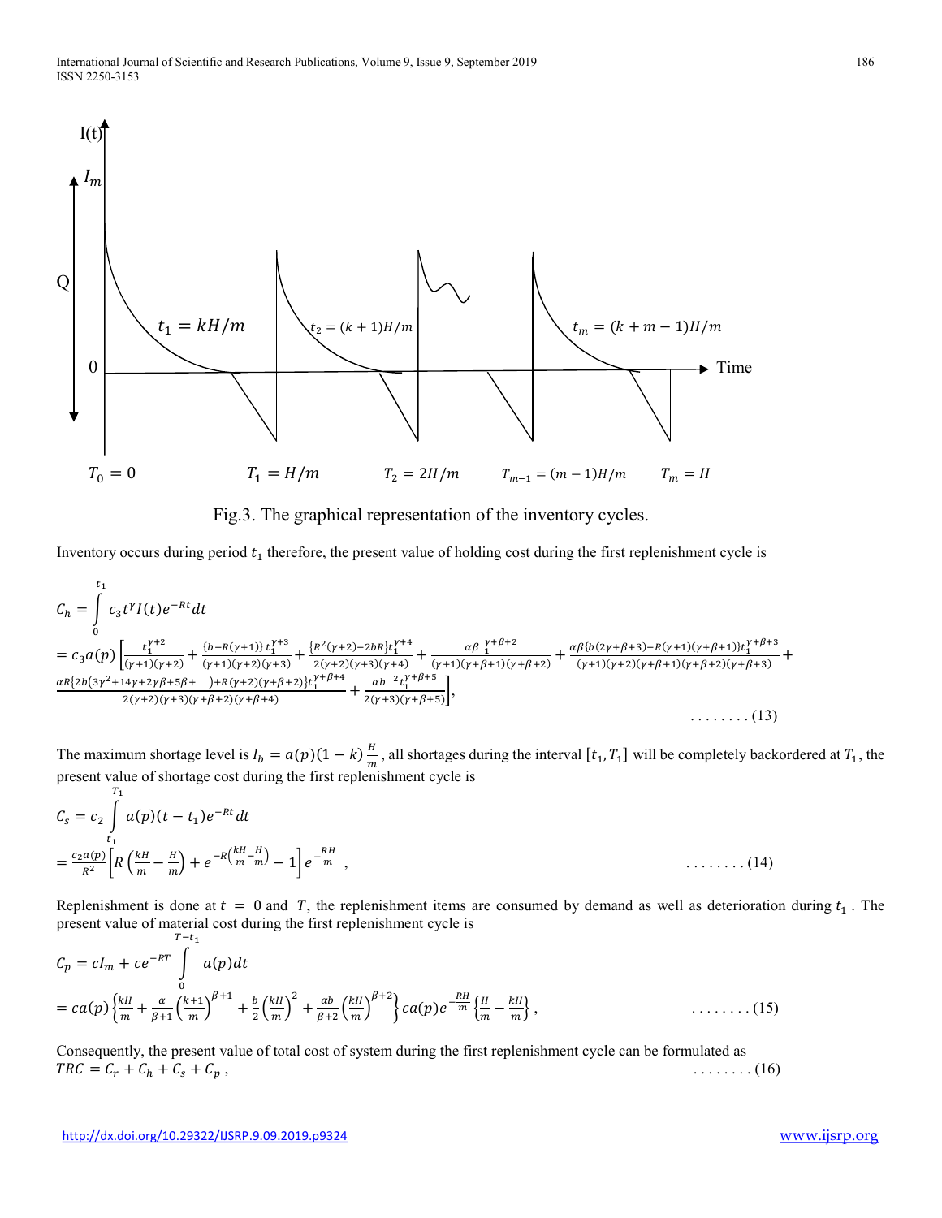Fig.3. The graphical representation of the inventory cycles.

Inventory occurs during period $t_1$ therefore, the present value of holding cost during the first replenishment cycle is

$$C_h = \int_0^{t_1} c_3 t^{\gamma} I(t) e^{-Rt} dt$$

$$= c_3 a(p) \left[ \frac{t_1^{\gamma+2}}{(\gamma+1)(\gamma+2)} + \frac{\{b-R(\gamma+1)\}\, t_1^{\gamma+3}}{(\gamma+1)(\gamma+2)(\gamma+3)} + \frac{\{R^2(\gamma+2)-2bR\} t_1^{\gamma+4}}{2(\gamma+2)(\gamma+3)(\gamma+4)} + \frac{\alpha\beta\ {}_1^{\gamma+\beta+2}}{(\gamma+1)(\gamma+\beta+1)(\gamma+\beta+2)} + \frac{\alpha\beta\{b(2\gamma+\beta+3)-R(\gamma+1)(\gamma+\beta+1)\} t_1^{\gamma+\beta+3}}{(\gamma+1)(\gamma+2)(\gamma+\beta+1)(\gamma+\beta+2)(\gamma+\beta+3)} + \frac{\alpha R\{2b(3\gamma^2+14\gamma+2\gamma\beta+5\beta+\quad)+R(\gamma+2)(\gamma+\beta+2)\} t_1^{\gamma+\beta+4}}{2(\gamma+2)(\gamma+3)(\gamma+\beta+2)(\gamma+\beta+4)} + \frac{\alpha b\ {}^2 t_1^{\gamma+\beta+5}}{2(\gamma+3)(\gamma+\beta+5)} \right], \quad \ldots\ldots\ldots (13)$$

The maximum shortage level is $I_b = a(p)(1-k)\frac{H}{m}$, all shortages during the interval $[t_1, T_1]$ will be completely backordered at $T_1$, the present value of shortage cost during the first replenishment cycle is

$$C_s = c_2 \int_{t_1}^{T_1} a(p)(t-t_1) e^{-Rt} dt$$

$$= \frac{c_2 a(p)}{R^2} \left[ R\left(\frac{kH}{m} - \frac{H}{m}\right) + e^{-R\left(\frac{kH}{m} - \frac{H}{m}\right)} - 1 \right] e^{-\frac{RH}{m}} \ , \quad \ldots\ldots\ldots (14)$$

Replenishment is done at $t = 0$ and $T$, the replenishment items are consumed by demand as well as deterioration during $t_1$. The present value of material cost during the first replenishment cycle is

$$C_p = cI_m + ce^{-RT} \int_0^{T-t_1} a(p) dt$$

$$= ca(p)\left\{\frac{kH}{m} + \frac{\alpha}{\beta+1}\left(\frac{k+1}{m}\right)^{\beta+1} + \frac{b}{2}\left(\frac{kH}{m}\right)^2 + \frac{\alpha b}{\beta+2}\left(\frac{kH}{m}\right)^{\beta+2}\right\} ca(p) e^{-\frac{RH}{m}} \left\{\frac{H}{m} - \frac{kH}{m}\right\}, \quad \ldots\ldots\ldots (15)$$

Consequently, the present value of total cost of system during the first replenishment cycle can be formulated as

$$TRC = C_r + C_h + C_s + C_p \ , \quad \ldots\ldots\ldots (16)$$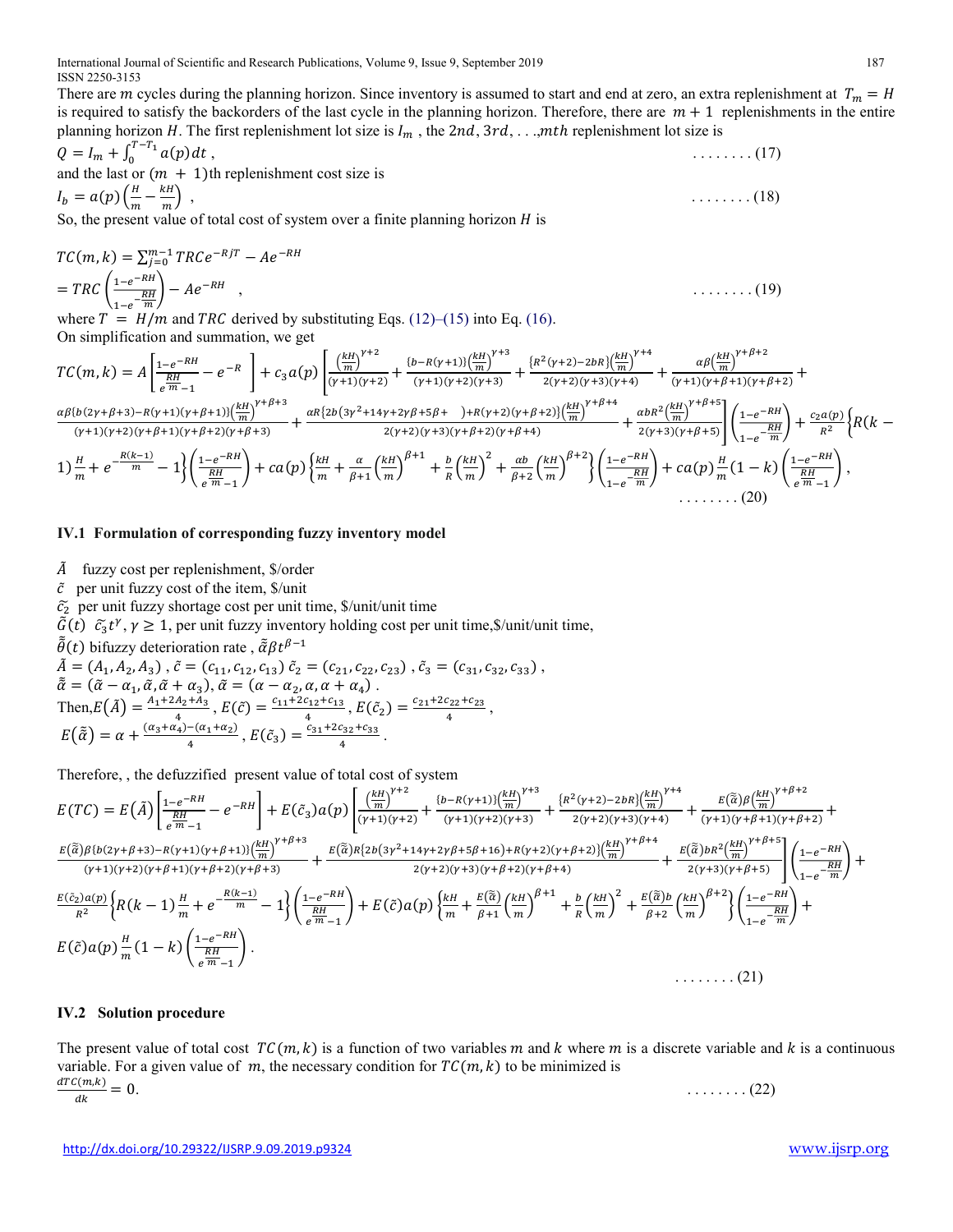There are $m$ cycles during the planning horizon. Since inventory is assumed to start and end at zero, an extra replenishment at $T_m = H$ is required to satisfy the backorders of the last cycle in the planning horizon. Therefore, there are $m+1$ replenishments in the entire planning horizon $H$. The first replenishment lot size is $I_m$ , the $2nd, 3rd, \ldots, mth$ replenishment lot size is

$$Q = I_m + \int_0^{T-T_1} a(p)\,dt\,, \qquad \ldots\ldots\ldots (17)$$

and the last or $(m+1)$th replenishment cost size is

$$I_b = a(p)\left(\frac{H}{m} - \frac{kH}{m}\right)\,, \qquad \ldots\ldots\ldots (18)$$

So, the present value of total cost of system over a finite planning horizon $H$ is

$$TC(m,k) = \sum_{j=0}^{m-1} TRC e^{-RjT} - Ae^{-RH}$$

$$= TRC\left(\frac{1-e^{-RH}}{1-e^{-\frac{RH}{m}}}\right) - Ae^{-RH}\quad, \qquad \ldots\ldots\ldots (19)$$

where $T = H/m$ and $TRC$ derived by substituting Eqs. (12)–(15) into Eq. (16).

On simplification and summation, we get

$$TC(m,k) = A\left[\frac{1-e^{-RH}}{e^{\frac{RH}{m}}-1} - e^{-R}\right] + c_3 a(p)\left[\frac{\left(\frac{kH}{m}\right)^{\gamma+2}}{(\gamma+1)(\gamma+2)} + \frac{\{b-R(\gamma+1)\}\left(\frac{kH}{m}\right)^{\gamma+3}}{(\gamma+1)(\gamma+2)(\gamma+3)} + \frac{\{R^2(\gamma+2)-2bR\}\left(\frac{kH}{m}\right)^{\gamma+4}}{2(\gamma+2)(\gamma+3)(\gamma+4)} + \frac{\alpha\beta\left(\frac{kH}{m}\right)^{\gamma+\beta+2}}{(\gamma+1)(\gamma+\beta+1)(\gamma+\beta+2)} + \frac{\alpha\beta\{b(2\gamma+\beta+3)-R(\gamma+1)(\gamma+\beta+1)\}\left(\frac{kH}{m}\right)^{\gamma+\beta+3}}{(\gamma+1)(\gamma+2)(\gamma+\beta+1)(\gamma+\beta+2)(\gamma+\beta+3)} + \frac{\alpha R\{2b(3\gamma^2+14\gamma+2\gamma\beta+5\beta+\quad)+R(\gamma+2)(\gamma+\beta+2)\}\left(\frac{kH}{m}\right)^{\gamma+\beta+4}}{2(\gamma+2)(\gamma+3)(\gamma+\beta+2)(\gamma+\beta+4)} + \frac{\alpha bR^2\left(\frac{kH}{m}\right)^{\gamma+\beta+5}}{2(\gamma+3)(\gamma+\beta+5)}\right]\left(\frac{1-e^{-RH}}{1-e^{-\frac{RH}{m}}}\right) + \frac{c_2 a(p)}{R^2}\left\{R(k-1)\frac{H}{m} + e^{-\frac{R(k-1)}{m}} - 1\right\}\left(\frac{1-e^{-RH}}{e^{\frac{RH}{m}}-1}\right) + ca(p)\left\{\frac{kH}{m} + \frac{\alpha}{\beta+1}\left(\frac{kH}{m}\right)^{\beta+1} + \frac{b}{R}\left(\frac{kH}{m}\right)^2 + \frac{\alpha b}{\beta+2}\left(\frac{kH}{m}\right)^{\beta+2}\right\}\left(\frac{1-e^{-RH}}{1-e^{-\frac{RH}{m}}}\right) + ca(p)\frac{H}{m}(1-k)\left(\frac{1-e^{-RH}}{e^{\frac{RH}{m}}-1}\right), \qquad \ldots\ldots\ldots (20)$$

### IV.1 Formulation of corresponding fuzzy inventory model

$\tilde{A}$ fuzzy cost per replenishment, \$/order

$\tilde{c}$ per unit fuzzy cost of the item, \$/unit

$\tilde{c_2}$ per unit fuzzy shortage cost per unit time, \$/unit/unit time

$\tilde{G}(t)$ $\tilde{c_3}t^{\gamma}, \gamma \geq 1$, per unit fuzzy inventory holding cost per unit time,\$/unit/unit time,

$\tilde{\tilde{\theta}}(t)$ bifuzzy deterioration rate , $\tilde{\tilde{\alpha}}\beta t^{\beta-1}$

$\tilde{A} = (A_1, A_2, A_3)$ , $\tilde{c} = (c_{11}, c_{12}, c_{13})$ $\tilde{c}_2 = (c_{21}, c_{22}, c_{23})$ , $\tilde{c}_3 = (c_{31}, c_{32}, c_{33})$ ,

$\tilde{\tilde{\alpha}} = (\tilde{\alpha} - \alpha_1, \tilde{\alpha}, \tilde{\alpha} + \alpha_3)$, $\tilde{\alpha} = (\alpha - \alpha_2, \alpha, \alpha + \alpha_4)$ .

Then,$E(\tilde{A}) = \frac{A_1 + 2A_2 + A_3}{4}$, $E(\tilde{c}) = \frac{c_{11} + 2c_{12} + c_{13}}{4}$, $E(\tilde{c}_2) = \frac{c_{21} + 2c_{22} + c_{23}}{4}$,

$E(\tilde{\tilde{\alpha}}) = \alpha + \frac{(\alpha_3 + \alpha_4) - (\alpha_1 + \alpha_2)}{4}$, $E(\tilde{c}_3) = \frac{c_{31} + 2c_{32} + c_{33}}{4}$.

Therefore, , the defuzzified present value of total cost of system

$$E(TC) = E(\tilde{A})\left[\frac{1-e^{-RH}}{e^{\frac{RH}{m}}-1} - e^{-RH}\right] + E(\tilde{c}_3)a(p)\left[\frac{\left(\frac{kH}{m}\right)^{\gamma+2}}{(\gamma+1)(\gamma+2)} + \frac{\{b-R(\gamma+1)\}\left(\frac{kH}{m}\right)^{\gamma+3}}{(\gamma+1)(\gamma+2)(\gamma+3)} + \frac{\{R^2(\gamma+2)-2bR\}\left(\frac{kH}{m}\right)^{\gamma+4}}{2(\gamma+2)(\gamma+3)(\gamma+4)} + \frac{E(\tilde{\tilde{\alpha}})\beta\left(\frac{kH}{m}\right)^{\gamma+\beta+2}}{(\gamma+1)(\gamma+\beta+1)(\gamma+\beta+2)} + \frac{E(\tilde{\tilde{\alpha}})\beta\{b(2\gamma+\beta+3)-R(\gamma+1)(\gamma+\beta+1)\}\left(\frac{kH}{m}\right)^{\gamma+\beta+3}}{(\gamma+1)(\gamma+2)(\gamma+\beta+1)(\gamma+\beta+2)(\gamma+\beta+3)} + \frac{E(\tilde{\tilde{\alpha}})R\{2b(3\gamma^2+14\gamma+2\gamma\beta+5\beta+16)+R(\gamma+2)(\gamma+\beta+2)\}\left(\frac{kH}{m}\right)^{\gamma+\beta+4}}{2(\gamma+2)(\gamma+3)(\gamma+\beta+2)(\gamma+\beta+4)} + \frac{E(\tilde{\tilde{\alpha}})bR^2\left(\frac{kH}{m}\right)^{\gamma+\beta+5}}{2(\gamma+3)(\gamma+\beta+5)}\right]\left(\frac{1-e^{-RH}}{1-e^{-\frac{RH}{m}}}\right) + \frac{E(\tilde{c}_2)a(p)}{R^2}\left\{R(k-1)\frac{H}{m} + e^{-\frac{R(k-1)}{m}} - 1\right\}\left(\frac{1-e^{-RH}}{e^{\frac{RH}{m}}-1}\right) + E(\tilde{c})a(p)\left\{\frac{kH}{m} + \frac{E(\tilde{\tilde{\alpha}})}{\beta+1}\left(\frac{kH}{m}\right)^{\beta+1} + \frac{b}{R}\left(\frac{kH}{m}\right)^2 + \frac{E(\tilde{\tilde{\alpha}})b}{\beta+2}\left(\frac{kH}{m}\right)^{\beta+2}\right\}\left(\frac{1-e^{-RH}}{1-e^{-\frac{RH}{m}}}\right) + E(\tilde{c})a(p)\frac{H}{m}(1-k)\left(\frac{1-e^{-RH}}{e^{\frac{RH}{m}}-1}\right). \qquad \ldots\ldots\ldots (21)$$

### IV.2 Solution procedure

The present value of total cost $TC(m,k)$ is a function of two variables $m$ and $k$ where $m$ is a discrete variable and $k$ is a continuous variable. For a given value of $m$, the necessary condition for $TC(m,k)$ to be minimized is

$$\frac{dTC(m,k)}{dk} = 0. \qquad \ldots\ldots\ldots (22)$$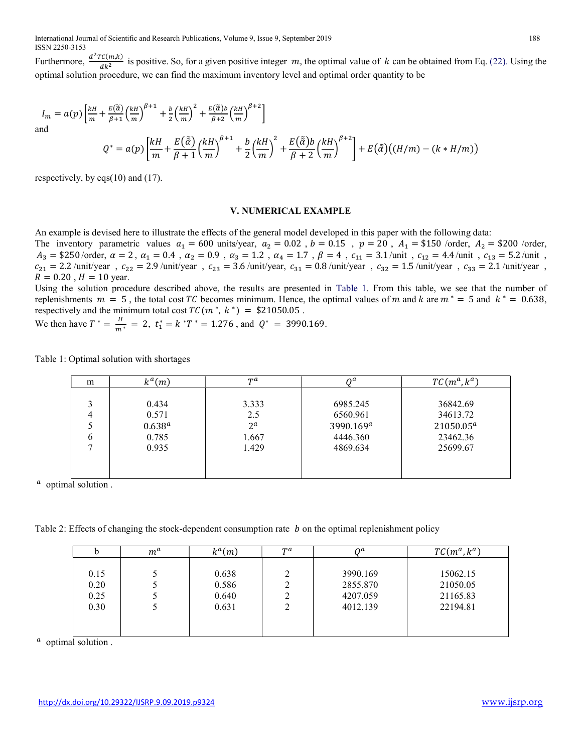Furthermore, $\frac{d^2TC(m,k)}{dk^2}$ is positive. So, for a given positive integer $m$, the optimal value of $k$ can be obtained from Eq. (22). Using the optimal solution procedure, we can find the maximum inventory level and optimal order quantity to be

$$I_m = a(p)\left[\frac{kH}{m} + \frac{E(\tilde{\tilde{\alpha}})}{\beta+1}\left(\frac{kH}{m}\right)^{\beta+1} + \frac{b}{2}\left(\frac{kH}{m}\right)^2 + \frac{E(\tilde{\tilde{\alpha}})b}{\beta+2}\left(\frac{kH}{m}\right)^{\beta+2}\right]$$

and

$$Q^* = a(p)\left[\frac{kH}{m} + \frac{E(\tilde{\tilde{\alpha}})}{\beta+1}\left(\frac{kH}{m}\right)^{\beta+1} + \frac{b}{2}\left(\frac{kH}{m}\right)^2 + \frac{E(\tilde{\tilde{\alpha}})b}{\beta+2}\left(\frac{kH}{m}\right)^{\beta+2}\right] + E(\tilde{\tilde{\alpha}})\big((H/m) - (k * H/m)\big)$$

respectively, by eqs(10) and (17).

## V. NUMERICAL EXAMPLE

An example is devised here to illustrate the effects of the general model developed in this paper with the following data:
The inventory parametric values $a_1 = 600$ units/year, $a_2 = 0.02$ , $b = 0.15$ , $p = 20$ , $A_1 = \$150$ /order, $A_2 = \$200$ /order, $A_3 = \$250$ /order, $\alpha = 2$ , $\alpha_1 = 0.4$ , $\alpha_2 = 0.9$ , $\alpha_3 = 1.2$ , $\alpha_4 = 1.7$ , $\beta = 4$ , $c_{11} = 3.1$ /unit , $c_{12} = 4.4$ /unit , $c_{13} = 5.2$ /unit , $c_{21} = 2.2$ /unit/year , $c_{22} = 2.9$ /unit/year , $c_{23} = 3.6$ /unit/year, $c_{31} = 0.8$ /unit/year , $c_{32} = 1.5$ /unit/year , $c_{33} = 2.1$ /unit/year , $R = 0.20$ , $H = 10$ year.
Using the solution procedure described above, the results are presented in Table 1. From this table, we see that the number of replenishments $m = 5$ , the total cost $TC$ becomes minimum. Hence, the optimal values of $m$ and $k$ are $m^* = 5$ and $k^* = 0.638$, respectively and the minimum total cost $TC(m^*, k^*) = \$21050.05$ .
We then have $T^* = \frac{H}{m^*} = 2$, $t_1^* = k^*T^* = 1.276$ , and $Q^* = 3990.169$.

Table 1: Optimal solution with shortages

| m | $k^a(m)$ | $T^a$ | $Q^a$ | $TC(m^a, k^a)$ |
|---|---|---|---|---|
| 3 | 0.434 | 3.333 | 6985.245 | 36842.69 |
| 4 | 0.571 | 2.5 | 6560.961 | 34613.72 |
| 5 | $0.638^a$ | $2^a$ | $3990.169^a$ | $21050.05^a$ |
| 6 | 0.785 | 1.667 | 4446.360 | 23462.36 |
| 7 | 0.935 | 1.429 | 4869.634 | 25699.67 |

[a] optimal solution .

Table 2: Effects of changing the stock-dependent consumption rate $b$ on the optimal replenishment policy

| b | $m^a$ | $k^a(m)$ | $T^a$ | $Q^a$ | $TC(m^a, k^a)$ |
|---|---|---|---|---|---|
| 0.15 | 5 | 0.638 | 2 | 3990.169 | 15062.15 |
| 0.20 | 5 | 0.586 | 2 | 2855.870 | 21050.05 |
| 0.25 | 5 | 0.640 | 2 | 4207.059 | 21165.83 |
| 0.30 | 5 | 0.631 | 2 | 4012.139 | 22194.81 |

[a] optimal solution .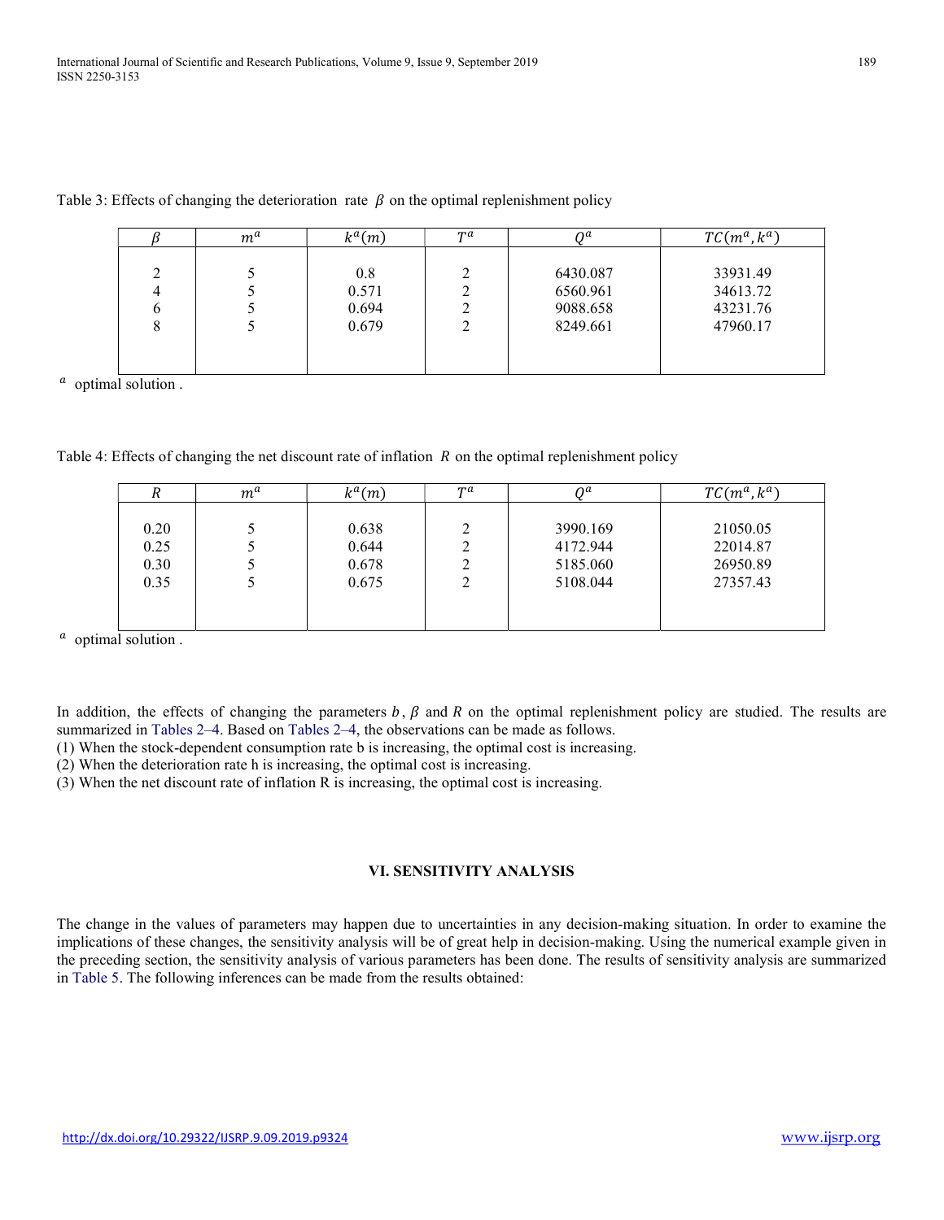Table 3: Effects of changing the deterioration rate $\beta$ on the optimal replenishment policy

| $\beta$ | $m^a$ | $k^a(m)$ | $T^a$ | $Q^a$ | $TC(m^a, k^a)$ |
|---|---|---|---|---|---|
| 2 | 5 | 0.8 | 2 | 6430.087 | 33931.49 |
| 4 | 5 | 0.571 | 2 | 6560.961 | 34613.72 |
| 6 | 5 | 0.694 | 2 | 9088.658 | 43231.76 |
| 8 | 5 | 0.679 | 2 | 8249.661 | 47960.17 |

$^a$ optimal solution .

Table 4: Effects of changing the net discount rate of inflation $R$ on the optimal replenishment policy

| $R$ | $m^a$ | $k^a(m)$ | $T^a$ | $Q^a$ | $TC(m^a, k^a)$ |
|---|---|---|---|---|---|
| 0.20 | 5 | 0.638 | 2 | 3990.169 | 21050.05 |
| 0.25 | 5 | 0.644 | 2 | 4172.944 | 22014.87 |
| 0.30 | 5 | 0.678 | 2 | 5185.060 | 26950.89 |
| 0.35 | 5 | 0.675 | 2 | 5108.044 | 27357.43 |

$^a$ optimal solution .

In addition, the effects of changing the parameters $b$, $\beta$ and $R$ on the optimal replenishment policy are studied. The results are summarized in Tables 2–4. Based on Tables 2–4, the observations can be made as follows.

(1) When the stock-dependent consumption rate b is increasing, the optimal cost is increasing.
(2) When the deterioration rate h is increasing, the optimal cost is increasing.
(3) When the net discount rate of inflation R is increasing, the optimal cost is increasing.

## VI. SENSITIVITY ANALYSIS

The change in the values of parameters may happen due to uncertainties in any decision-making situation. In order to examine the implications of these changes, the sensitivity analysis will be of great help in decision-making. Using the numerical example given in the preceding section, the sensitivity analysis of various parameters has been done. The results of sensitivity analysis are summarized in Table 5. The following inferences can be made from the results obtained: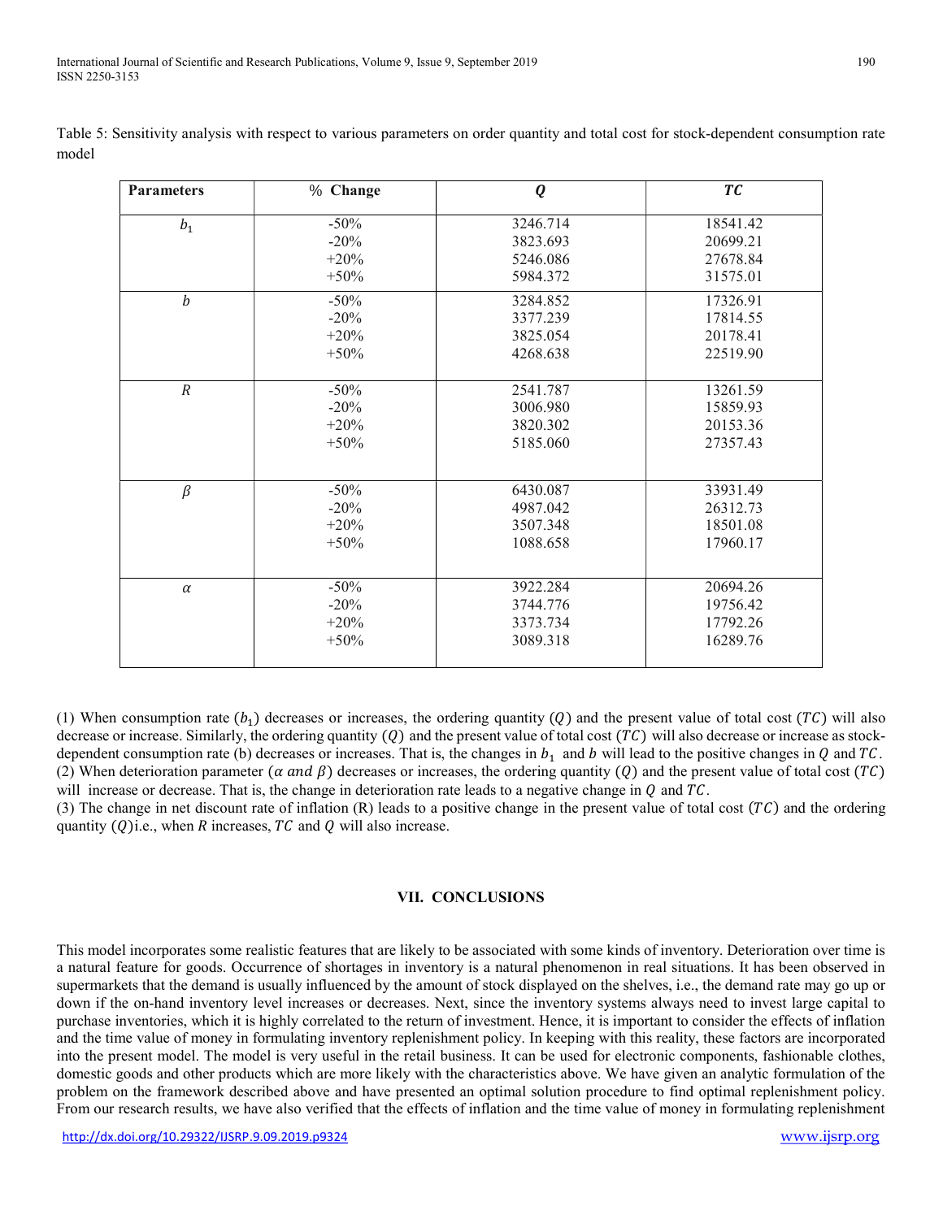Table 5: Sensitivity analysis with respect to various parameters on order quantity and total cost for stock-dependent consumption rate model

| Parameters | % Change | $Q$ | $TC$ |
|---|---|---|---|
| $b_1$ | -50% | 3246.714 | 18541.42 |
| | -20% | 3823.693 | 20699.21 |
| | +20% | 5246.086 | 27678.84 |
| | +50% | 5984.372 | 31575.01 |
| $b$ | -50% | 3284.852 | 17326.91 |
| | -20% | 3377.239 | 17814.55 |
| | +20% | 3825.054 | 20178.41 |
| | +50% | 4268.638 | 22519.90 |
| $R$ | -50% | 2541.787 | 13261.59 |
| | -20% | 3006.980 | 15859.93 |
| | +20% | 3820.302 | 20153.36 |
| | +50% | 5185.060 | 27357.43 |
| $\beta$ | -50% | 6430.087 | 33931.49 |
| | -20% | 4987.042 | 26312.73 |
| | +20% | 3507.348 | 18501.08 |
| | +50% | 1088.658 | 17960.17 |
| $\alpha$ | -50% | 3922.284 | 20694.26 |
| | -20% | 3744.776 | 19756.42 |
| | +20% | 3373.734 | 17792.26 |
| | +50% | 3089.318 | 16289.76 |

(1) When consumption rate ($b_1$) decreases or increases, the ordering quantity ($Q$) and the present value of total cost ($TC$) will also decrease or increase. Similarly, the ordering quantity ($Q$) and the present value of total cost ($TC$) will also decrease or increase as stock-dependent consumption rate (b) decreases or increases. That is, the changes in $b_1$ and $b$ will lead to the positive changes in $Q$ and $TC$.
(2) When deterioration parameter ($\alpha$ *and* $\beta$) decreases or increases, the ordering quantity ($Q$) and the present value of total cost ($TC$) will increase or decrease. That is, the change in deterioration rate leads to a negative change in $Q$ and $TC$.
(3) The change in net discount rate of inflation (R) leads to a positive change in the present value of total cost ($TC$) and the ordering quantity ($Q$)i.e., when $R$ increases, $TC$ and $Q$ will also increase.

## VII. CONCLUSIONS

This model incorporates some realistic features that are likely to be associated with some kinds of inventory. Deterioration over time is a natural feature for goods. Occurrence of shortages in inventory is a natural phenomenon in real situations. It has been observed in supermarkets that the demand is usually influenced by the amount of stock displayed on the shelves, i.e., the demand rate may go up or down if the on-hand inventory level increases or decreases. Next, since the inventory systems always need to invest large capital to purchase inventories, which it is highly correlated to the return of investment. Hence, it is important to consider the effects of inflation and the time value of money in formulating inventory replenishment policy. In keeping with this reality, these factors are incorporated into the present model. The model is very useful in the retail business. It can be used for electronic components, fashionable clothes, domestic goods and other products which are more likely with the characteristics above. We have given an analytic formulation of the problem on the framework described above and have presented an optimal solution procedure to find optimal replenishment policy. From our research results, we have also verified that the effects of inflation and the time value of money in formulating replenishment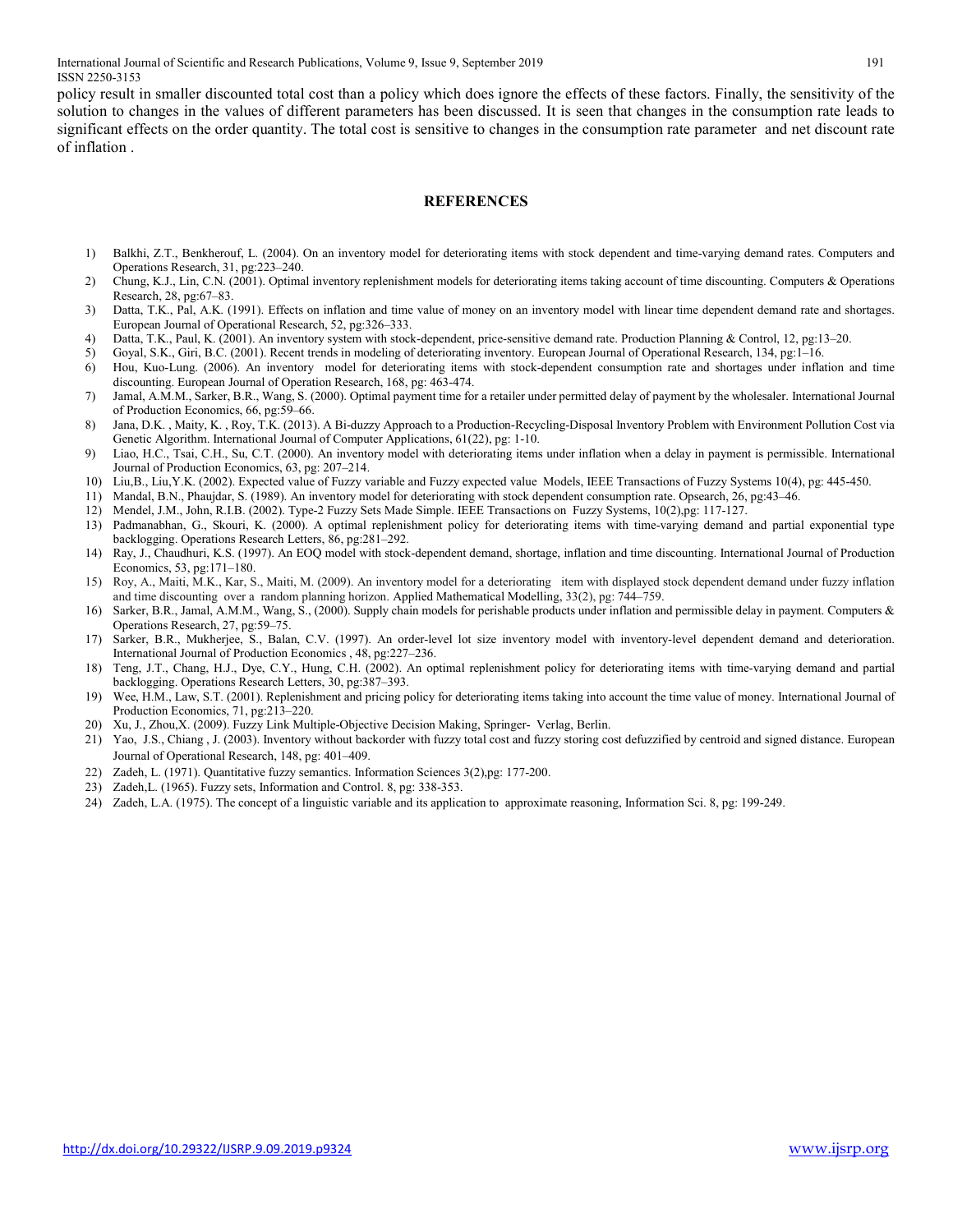policy result in smaller discounted total cost than a policy which does ignore the effects of these factors. Finally, the sensitivity of the solution to changes in the values of different parameters has been discussed. It is seen that changes in the consumption rate leads to significant effects on the order quantity. The total cost is sensitive to changes in the consumption rate parameter and net discount rate of inflation .

## REFERENCES

1) Balkhi, Z.T., Benkherouf, L. (2004). On an inventory model for deteriorating items with stock dependent and time-varying demand rates. Computers and Operations Research, 31, pg:223–240.
2) Chung, K.J., Lin, C.N. (2001). Optimal inventory replenishment models for deteriorating items taking account of time discounting. Computers & Operations Research, 28, pg:67–83.
3) Datta, T.K., Pal, A.K. (1991). Effects on inflation and time value of money on an inventory model with linear time dependent demand rate and shortages. European Journal of Operational Research, 52, pg:326–333.
4) Datta, T.K., Paul, K. (2001). An inventory system with stock-dependent, price-sensitive demand rate. Production Planning & Control, 12, pg:13–20.
5) Goyal, S.K., Giri, B.C. (2001). Recent trends in modeling of deteriorating inventory. European Journal of Operational Research, 134, pg:1–16.
6) Hou, Kuo-Lung. (2006). An inventory model for deteriorating items with stock-dependent consumption rate and shortages under inflation and time discounting. European Journal of Operation Research, 168, pg: 463-474.
7) Jamal, A.M.M., Sarker, B.R., Wang, S. (2000). Optimal payment time for a retailer under permitted delay of payment by the wholesaler. International Journal of Production Economics, 66, pg:59–66.
8) Jana, D.K. , Maity, K. , Roy, T.K. (2013). A Bi-duzzy Approach to a Production-Recycling-Disposal Inventory Problem with Environment Pollution Cost via Genetic Algorithm. International Journal of Computer Applications, 61(22), pg: 1-10.
9) Liao, H.C., Tsai, C.H., Su, C.T. (2000). An inventory model with deteriorating items under inflation when a delay in payment is permissible. International Journal of Production Economics, 63, pg: 207–214.
10) Liu,B., Liu,Y.K. (2002). Expected value of Fuzzy variable and Fuzzy expected value Models, IEEE Transactions of Fuzzy Systems 10(4), pg: 445-450.
11) Mandal, B.N., Phaujdar, S. (1989). An inventory model for deteriorating with stock dependent consumption rate. Opsearch, 26, pg:43–46.
12) Mendel, J.M., John, R.I.B. (2002). Type-2 Fuzzy Sets Made Simple. IEEE Transactions on Fuzzy Systems, 10(2),pg: 117-127.
13) Padmanabhan, G., Skouri, K. (2000). A optimal replenishment policy for deteriorating items with time-varying demand and partial exponential type backlogging. Operations Research Letters, 86, pg:281–292.
14) Ray, J., Chaudhuri, K.S. (1997). An EOQ model with stock-dependent demand, shortage, inflation and time discounting. International Journal of Production Economics, 53, pg:171–180.
15) Roy, A., Maiti, M.K., Kar, S., Maiti, M. (2009). An inventory model for a deteriorating item with displayed stock dependent demand under fuzzy inflation and time discounting over a random planning horizon. Applied Mathematical Modelling, 33(2), pg: 744–759.
16) Sarker, B.R., Jamal, A.M.M., Wang, S., (2000). Supply chain models for perishable products under inflation and permissible delay in payment. Computers & Operations Research, 27, pg:59–75.
17) Sarker, B.R., Mukherjee, S., Balan, C.V. (1997). An order-level lot size inventory model with inventory-level dependent demand and deterioration. International Journal of Production Economics , 48, pg:227–236.
18) Teng, J.T., Chang, H.J., Dye, C.Y., Hung, C.H. (2002). An optimal replenishment policy for deteriorating items with time-varying demand and partial backlogging. Operations Research Letters, 30, pg:387–393.
19) Wee, H.M., Law, S.T. (2001). Replenishment and pricing policy for deteriorating items taking into account the time value of money. International Journal of Production Economics, 71, pg:213–220.
20) Xu, J., Zhou,X. (2009). Fuzzy Link Multiple-Objective Decision Making, Springer- Verlag, Berlin.
21) Yao, J.S., Chiang , J. (2003). Inventory without backorder with fuzzy total cost and fuzzy storing cost defuzzified by centroid and signed distance. European Journal of Operational Research, 148, pg: 401–409.
22) Zadeh, L. (1971). Quantitative fuzzy semantics. Information Sciences 3(2),pg: 177-200.
23) Zadeh,L. (1965). Fuzzy sets, Information and Control. 8, pg: 338-353.
24) Zadeh, L.A. (1975). The concept of a linguistic variable and its application to approximate reasoning, Information Sci. 8, pg: 199-249.